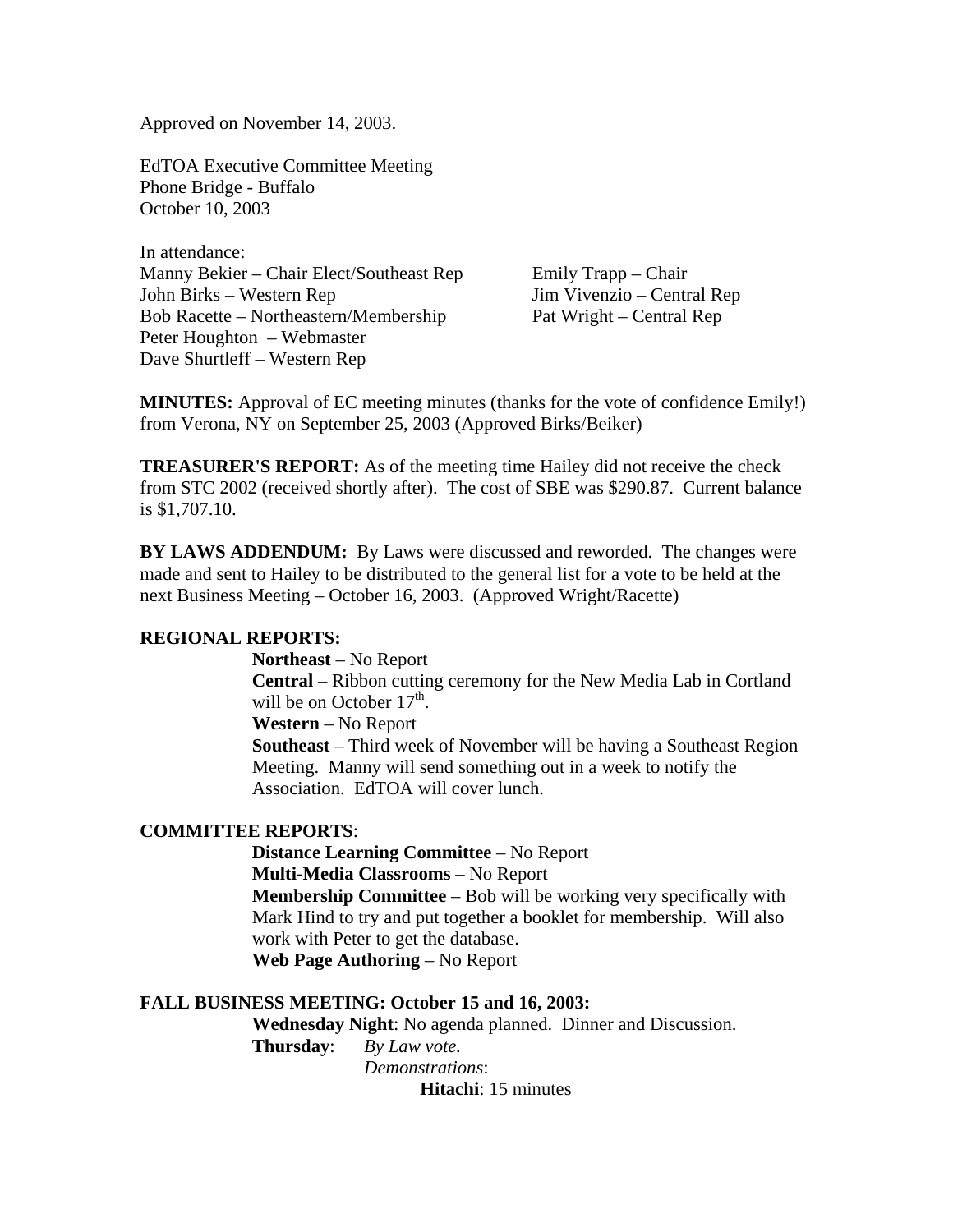Approved on November 14, 2003.

EdTOA Executive Committee Meeting
Phone Bridge - Buffalo
October 10, 2003

In attendance:

Manny Bekier – Chair Elect/Southeast Rep
John Birks – Western Rep
Bob Racette – Northeastern/Membership
Peter Houghton – Webmaster
Dave Shurtleff – Western Rep
Emily Trapp – Chair
Jim Vivenzio – Central Rep
Pat Wright – Central Rep

**MINUTES:** Approval of EC meeting minutes (thanks for the vote of confidence Emily!) from Verona, NY on September 25, 2003 (Approved Birks/Beiker)

**TREASURER'S REPORT:** As of the meeting time Hailey did not receive the check from STC 2002 (received shortly after). The cost of SBE was $290.87. Current balance is $1,707.10.

**BY LAWS ADDENDUM:** By Laws were discussed and reworded. The changes were made and sent to Hailey to be distributed to the general list for a vote to be held at the next Business Meeting – October 16, 2003. (Approved Wright/Racette)

**REGIONAL REPORTS:**

- **Northeast** – No Report
- **Central** – Ribbon cutting ceremony for the New Media Lab in Cortland will be on October 17th.
- **Western** – No Report
- **Southeast** – Third week of November will be having a Southeast Region Meeting. Manny will send something out in a week to notify the Association. EdTOA will cover lunch.

**COMMITTEE REPORTS**:

- **Distance Learning Committee** – No Report
- **Multi-Media Classrooms** – No Report
- **Membership Committee** – Bob will be working very specifically with Mark Hind to try and put together a booklet for membership. Will also work with Peter to get the database.
- **Web Page Authoring** – No Report

**FALL BUSINESS MEETING: October 15 and 16, 2003:**

**Wednesday Night**: No agenda planned. Dinner and Discussion.

**Thursday**: *By Law vote.*

*Demonstrations*:

- **Hitachi**: 15 minutes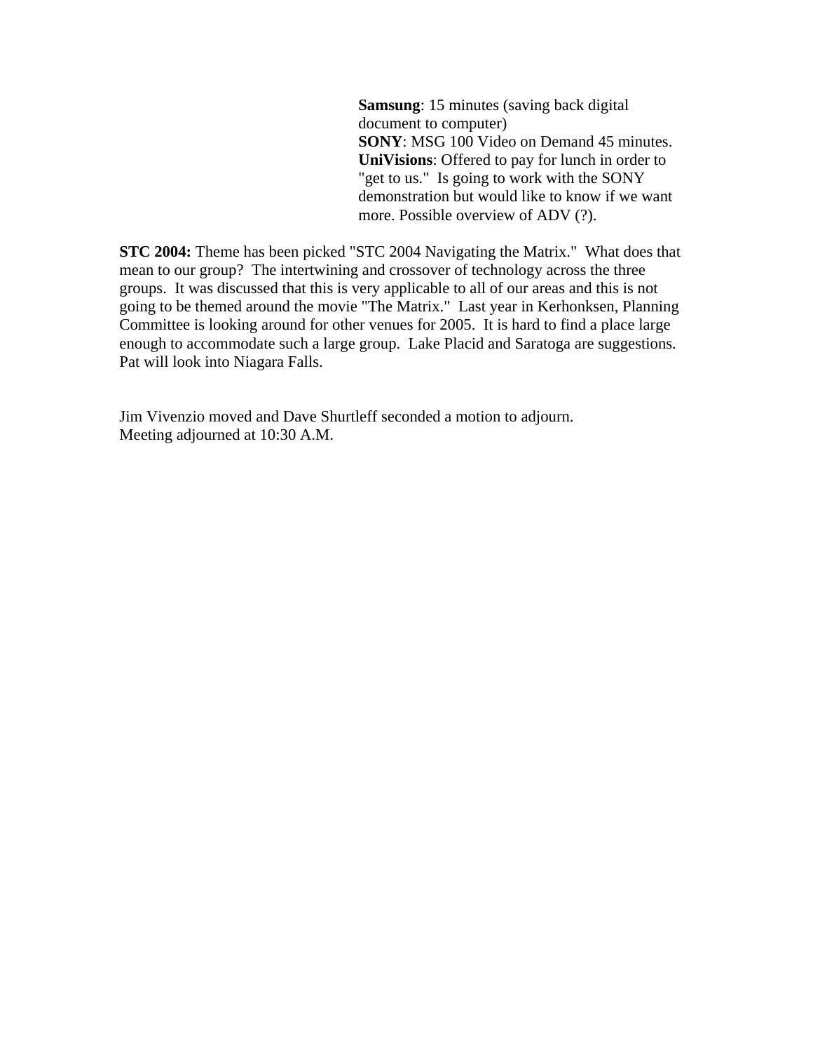**Samsung**: 15 minutes (saving back digital document to computer)
**SONY**: MSG 100 Video on Demand 45 minutes.
**UniVisions**: Offered to pay for lunch in order to "get to us." Is going to work with the SONY demonstration but would like to know if we want more. Possible overview of ADV (?).

**STC 2004:** Theme has been picked "STC 2004 Navigating the Matrix." What does that mean to our group? The intertwining and crossover of technology across the three groups. It was discussed that this is very applicable to all of our areas and this is not going to be themed around the movie "The Matrix." Last year in Kerhonksen, Planning Committee is looking around for other venues for 2005. It is hard to find a place large enough to accommodate such a large group. Lake Placid and Saratoga are suggestions. Pat will look into Niagara Falls.

Jim Vivenzio moved and Dave Shurtleff seconded a motion to adjourn.
Meeting adjourned at 10:30 A.M.